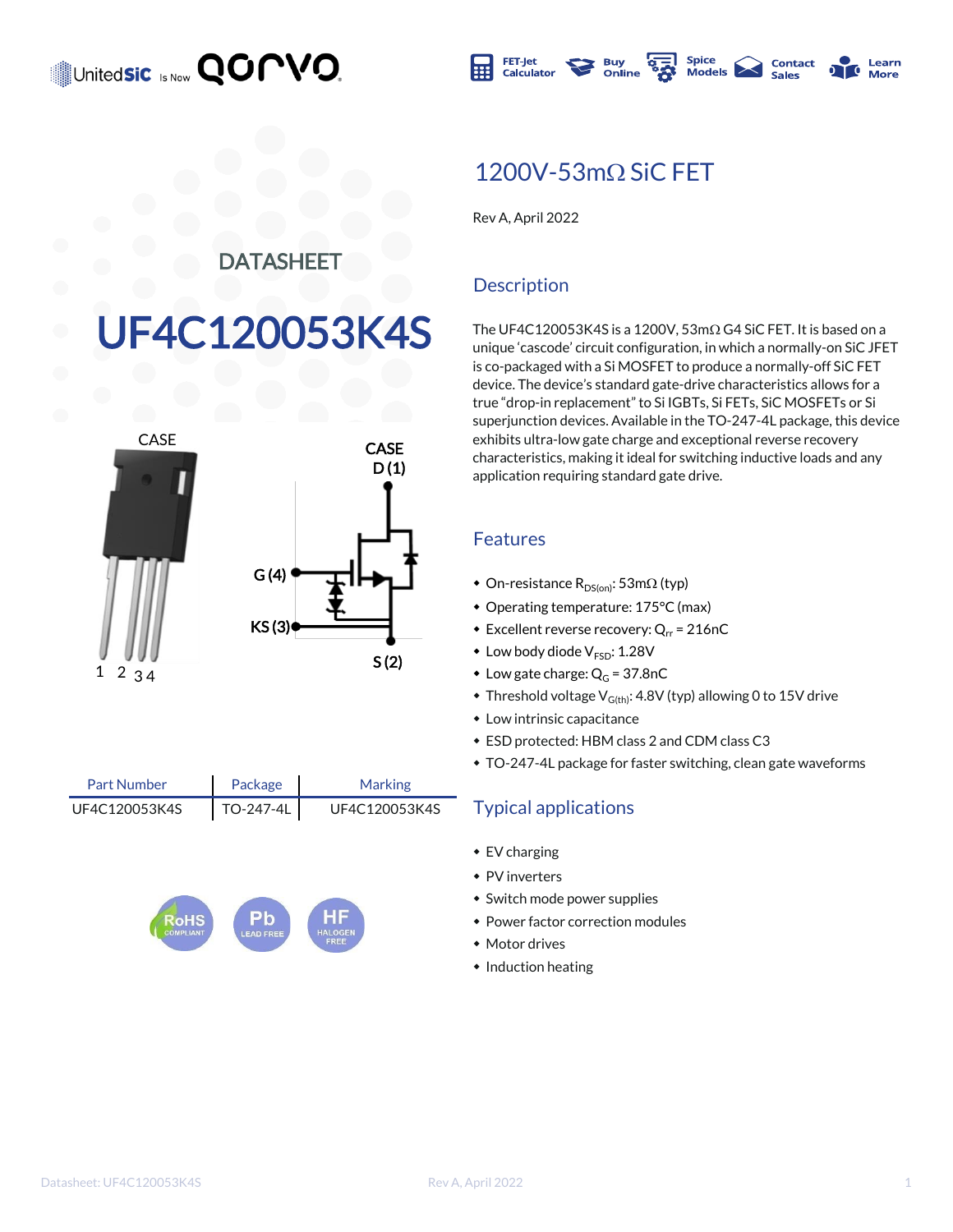UnitedSiC is Now Qorvo

FET-Jet Calculator | Buy Online | Spice Models | Contact Sales | Learn More

DATASHEET

# UF4C120053K4S

# 1200V-53mΩ SiC FET

Rev A, April 2022

## Description

The UF4C120053K4S is a 1200V, 53mΩ G4 SiC FET. It is based on a unique 'cascode' circuit configuration, in which a normally-on SiC JFET is co-packaged with a Si MOSFET to produce a normally-off SiC FET device. The device's standard gate-drive characteristics allows for a true "drop-in replacement" to Si IGBTs, Si FETs, SiC MOSFETs or Si superjunction devices. Available in the TO-247-4L package, this device exhibits ultra-low gate charge and exceptional reverse recovery characteristics, making it ideal for switching inductive loads and any application requiring standard gate drive.

CASE

CASE
D (1)

G (4)

KS (3)

S (2)

1 2 3 4

## Features

- On-resistance $R_{DS(on)}$: 53mΩ (typ)
- Operating temperature: 175°C (max)
- Excellent reverse recovery: $Q_{rr}$ = 216nC
- Low body diode $V_{FSD}$: 1.28V
- Low gate charge: $Q_G$ = 37.8nC
- Threshold voltage $V_{G(th)}$: 4.8V (typ) allowing 0 to 15V drive
- Low intrinsic capacitance
- ESD protected: HBM class 2 and CDM class C3
- TO-247-4L package for faster switching, clean gate waveforms

| Part Number | Package | Marking |
|---|---|---|
| UF4C120053K4S | TO-247-4L | UF4C120053K4S |

## Typical applications

- EV charging
- PV inverters
- Switch mode power supplies
- Power factor correction modules
- Motor drives
- Induction heating

RoHS COMPLIANT | Pb LEAD FREE | HF HALOGEN FREE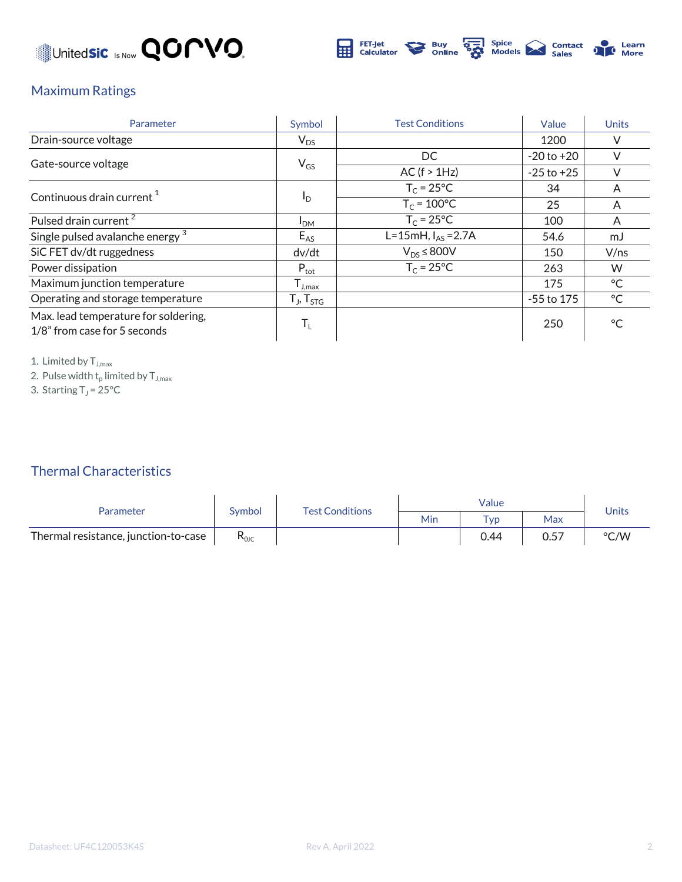## Maximum Ratings

| Parameter | Symbol | Test Conditions | Value | Units |
|---|---|---|---|---|
| Drain-source voltage | $V_{DS}$ | | 1200 | V |
| Gate-source voltage | $V_{GS}$ | DC | -20 to +20 | V |
| | | AC (f > 1Hz) | -25 to +25 | V |
| Continuous drain current [1] | $I_D$ | $T_C$ = 25°C | 34 | A |
| | | $T_C$ = 100°C | 25 | A |
| Pulsed drain current [2] | $I_{DM}$ | $T_C$ = 25°C | 100 | A |
| Single pulsed avalanche energy [3] | $E_{AS}$ | L=15mH, $I_{AS}$ =2.7A | 54.6 | mJ |
| SiC FET dv/dt ruggedness | dv/dt | $V_{DS} \leq$ 800V | 150 | V/ns |
| Power dissipation | $P_{tot}$ | $T_C$ = 25°C | 263 | W |
| Maximum junction temperature | $T_{J,max}$ | | 175 | °C |
| Operating and storage temperature | $T_J$, $T_{STG}$ | | -55 to 175 | °C |
| Max. lead temperature for soldering, 1/8" from case for 5 seconds | $T_L$ | | 250 | °C |

1. Limited by $T_{J,max}$
2. Pulse width $t_p$ limited by $T_{J,max}$
3. Starting $T_J$ = 25°C

## Thermal Characteristics

| Parameter | Symbol | Test Conditions | Value | | | Units |
|---|---|---|---|---|---|---|
| | | | Min | Typ | Max | |
| Thermal resistance, junction-to-case | $R_{\theta JC}$ | | | 0.44 | 0.57 | °C/W |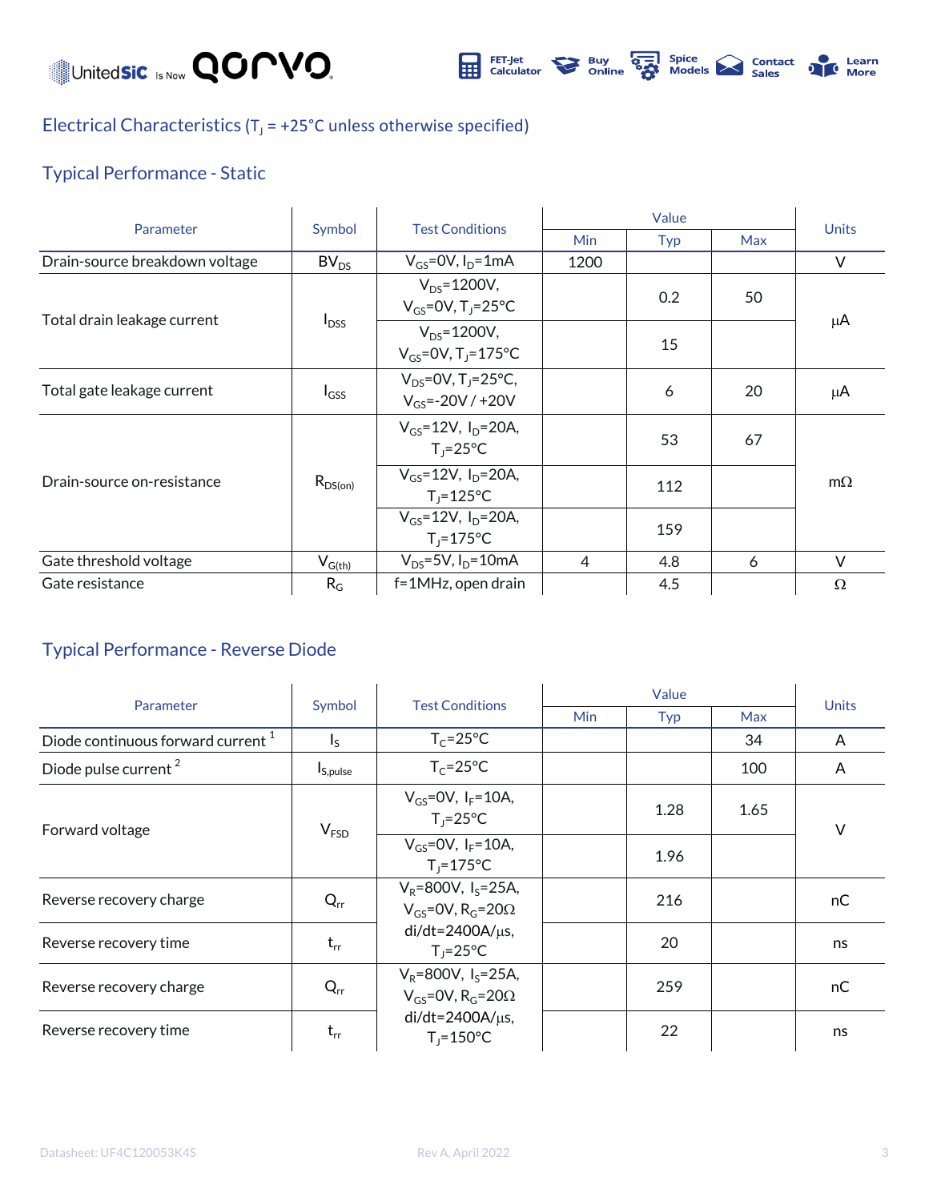## Electrical Characteristics ($T_J$ = +25°C unless otherwise specified)

### Typical Performance - Static

| Parameter | Symbol | Test Conditions | Value | | | Units |
|---|---|---|---|---|---|---|
| | | | Min | Typ | Max | |
| Drain-source breakdown voltage | $BV_{DS}$ | $V_{GS}$=0V, $I_D$=1mA | 1200 | | | V |
| Total drain leakage current | $I_{DSS}$ | $V_{DS}$=1200V, $V_{GS}$=0V, $T_J$=25°C | | 0.2 | 50 | μA |
| | | $V_{DS}$=1200V, $V_{GS}$=0V, $T_J$=175°C | | 15 | | |
| Total gate leakage current | $I_{GSS}$ | $V_{DS}$=0V, $T_J$=25°C, $V_{GS}$=-20V / +20V | | 6 | 20 | μA |
| Drain-source on-resistance | $R_{DS(on)}$ | $V_{GS}$=12V, $I_D$=20A, $T_J$=25°C | | 53 | 67 | mΩ |
| | | $V_{GS}$=12V, $I_D$=20A, $T_J$=125°C | | 112 | | |
| | | $V_{GS}$=12V, $I_D$=20A, $T_J$=175°C | | 159 | | |
| Gate threshold voltage | $V_{G(th)}$ | $V_{DS}$=5V, $I_D$=10mA | 4 | 4.8 | 6 | V |
| Gate resistance | $R_G$ | f=1MHz, open drain | | 4.5 | | Ω |

### Typical Performance - Reverse Diode

| Parameter | Symbol | Test Conditions | Value | | | Units |
|---|---|---|---|---|---|---|
| | | | Min | Typ | Max | |
| Diode continuous forward current [1] | $I_S$ | $T_C$=25°C | | | 34 | A |
| Diode pulse current [2] | $I_{S,pulse}$ | $T_C$=25°C | | | 100 | A |
| Forward voltage | $V_{FSD}$ | $V_{GS}$=0V, $I_F$=10A, $T_J$=25°C | | 1.28 | 1.65 | V |
| | | $V_{GS}$=0V, $I_F$=10A, $T_J$=175°C | | 1.96 | | |
| Reverse recovery charge | $Q_{rr}$ | $V_R$=800V, $I_S$=25A, $V_{GS}$=0V, $R_G$=20Ω di/dt=2400A/μs, $T_J$=25°C | | 216 | | nC |
| Reverse recovery time | $t_{rr}$ | | | 20 | | ns |
| Reverse recovery charge | $Q_{rr}$ | $V_R$=800V, $I_S$=25A, $V_{GS}$=0V, $R_G$=20Ω di/dt=2400A/μs, $T_J$=150°C | | 259 | | nC |
| Reverse recovery time | $t_{rr}$ | | | 22 | | ns |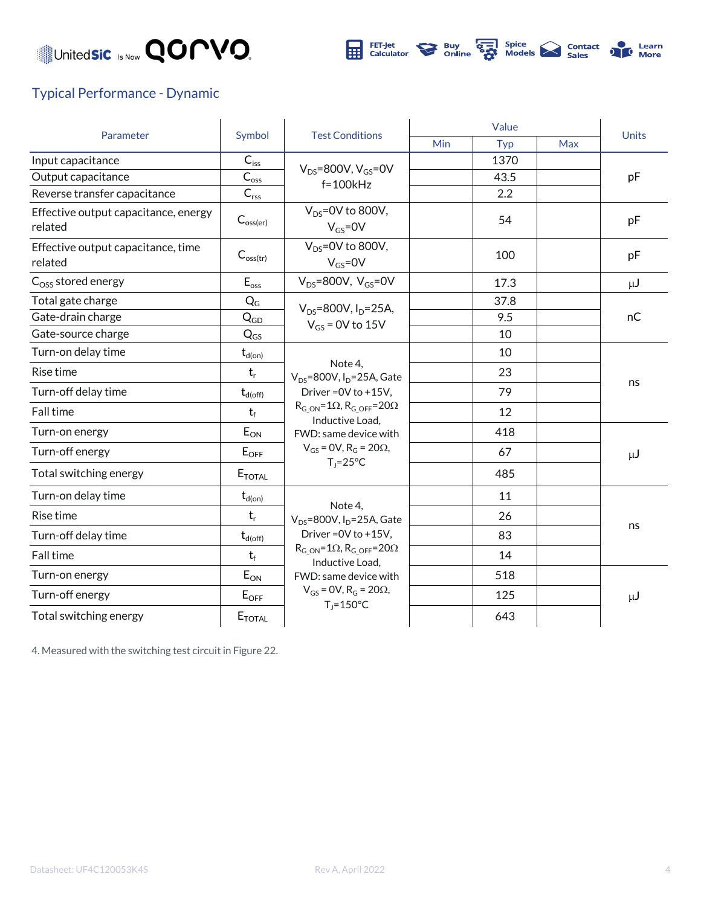## Typical Performance - Dynamic

| Parameter | Symbol | Test Conditions | Value | | | Units |
|---|---|---|---|---|---|---|
| | | | Min | Typ | Max | |
| Input capacitance | $C_{iss}$ | $V_{DS}$=800V, $V_{GS}$=0V f=100kHz | | 1370 | | pF |
| Output capacitance | $C_{oss}$ | | | 43.5 | | |
| Reverse transfer capacitance | $C_{rss}$ | | | 2.2 | | |
| Effective output capacitance, energy related | $C_{oss(er)}$ | $V_{DS}$=0V to 800V, $V_{GS}$=0V | | 54 | | pF |
| Effective output capacitance, time related | $C_{oss(tr)}$ | $V_{DS}$=0V to 800V, $V_{GS}$=0V | | 100 | | pF |
| $C_{OSS}$ stored energy | $E_{oss}$ | $V_{DS}$=800V, $V_{GS}$=0V | | 17.3 | | μJ |
| Total gate charge | $Q_G$ | $V_{DS}$=800V, $I_D$=25A, $V_{GS}$ = 0V to 15V | | 37.8 | | nC |
| Gate-drain charge | $Q_{GD}$ | | | 9.5 | | |
| Gate-source charge | $Q_{GS}$ | | | 10 | | |
| Turn-on delay time | $t_{d(on)}$ | Note 4, $V_{DS}$=800V, $I_D$=25A, Gate Driver =0V to +15V, $R_{G\_ON}$=1Ω, $R_{G\_OFF}$=20Ω Inductive Load, FWD: same device with $V_{GS}$ = 0V, $R_G$ = 20Ω, $T_J$=25°C | | 10 | | ns |
| Rise time | $t_r$ | | | 23 | | |
| Turn-off delay time | $t_{d(off)}$ | | | 79 | | |
| Fall time | $t_f$ | | | 12 | | |
| Turn-on energy | $E_{ON}$ | | | 418 | | μJ |
| Turn-off energy | $E_{OFF}$ | | | 67 | | |
| Total switching energy | $E_{TOTAL}$ | | | 485 | | |
| Turn-on delay time | $t_{d(on)}$ | Note 4, $V_{DS}$=800V, $I_D$=25A, Gate Driver =0V to +15V, $R_{G\_ON}$=1Ω, $R_{G\_OFF}$=20Ω Inductive Load, FWD: same device with $V_{GS}$ = 0V, $R_G$ = 20Ω, $T_J$=150°C | | 11 | | ns |
| Rise time | $t_r$ | | | 26 | | |
| Turn-off delay time | $t_{d(off)}$ | | | 83 | | |
| Fall time | $t_f$ | | | 14 | | |
| Turn-on energy | $E_{ON}$ | | | 518 | | μJ |
| Turn-off energy | $E_{OFF}$ | | | 125 | | |
| Total switching energy | $E_{TOTAL}$ | | | 643 | | |

4. Measured with the switching test circuit in Figure 22.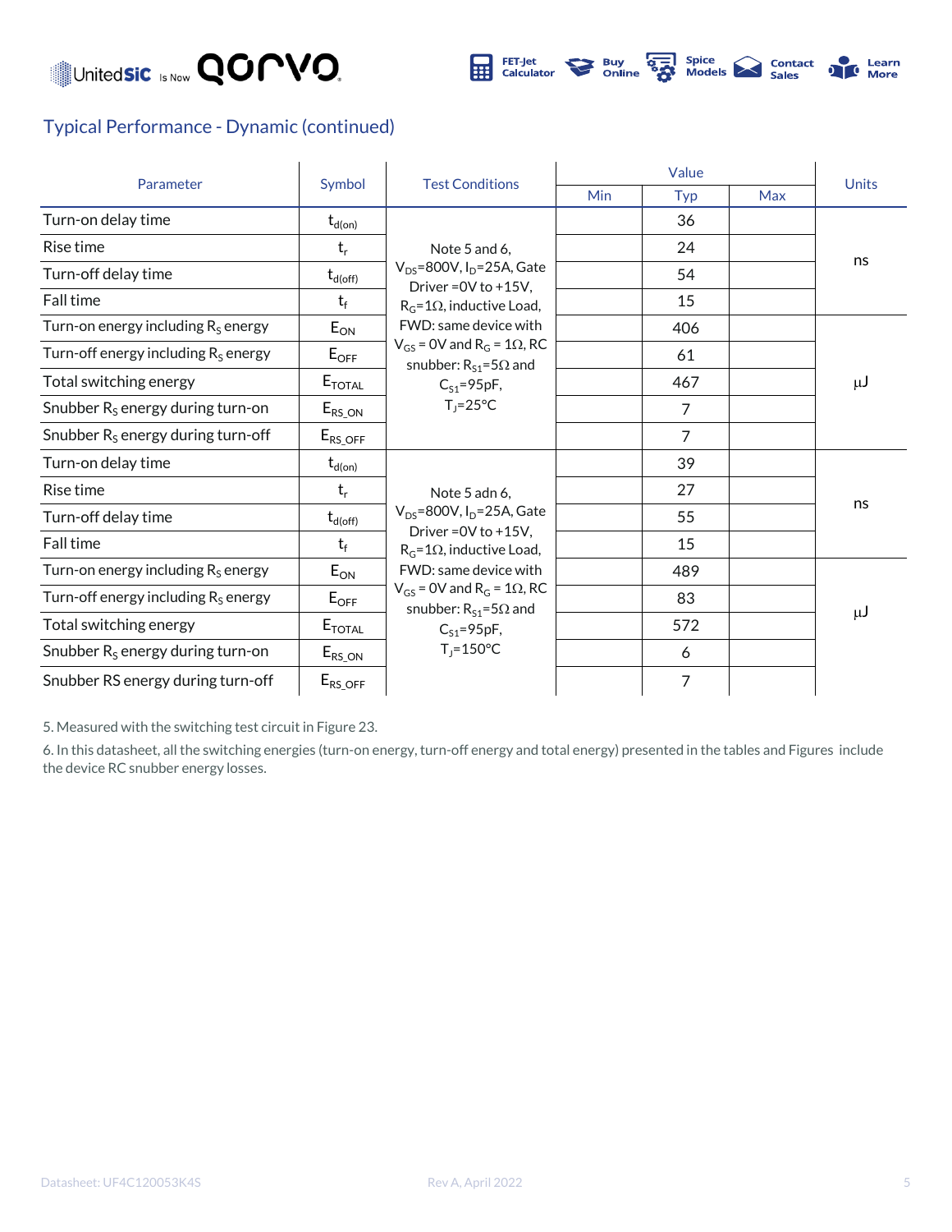## Typical Performance - Dynamic (continued)

| Parameter | Symbol | Test Conditions | Value | | | Units |
|---|---|---|---|---|---|---|
| | | | Min | Typ | Max | |
| Turn-on delay time | $t_{d(on)}$ | Note 5 and 6, $V_{DS}$=800V, $I_D$=25A, Gate Driver =0V to +15V, $R_G$=1Ω, inductive Load, FWD: same device with $V_{GS}$ = 0V and $R_G$ = 1Ω, RC snubber: $R_{S1}$=5Ω and $C_{S1}$=95pF, $T_J$=25°C | | 36 | | ns |
| Rise time | $t_r$ | | | 24 | | |
| Turn-off delay time | $t_{d(off)}$ | | | 54 | | |
| Fall time | $t_f$ | | | 15 | | |
| Turn-on energy including $R_S$ energy | $E_{ON}$ | | | 406 | | μJ |
| Turn-off energy including $R_S$ energy | $E_{OFF}$ | | | 61 | | |
| Total switching energy | $E_{TOTAL}$ | | | 467 | | |
| Snubber $R_S$ energy during turn-on | $E_{RS\_ON}$ | | | 7 | | |
| Snubber $R_S$ energy during turn-off | $E_{RS\_OFF}$ | | | 7 | | |
| Turn-on delay time | $t_{d(on)}$ | Note 5 adn 6, $V_{DS}$=800V, $I_D$=25A, Gate Driver =0V to +15V, $R_G$=1Ω, inductive Load, FWD: same device with $V_{GS}$ = 0V and $R_G$ = 1Ω, RC snubber: $R_{S1}$=5Ω and $C_{S1}$=95pF, $T_J$=150°C | | 39 | | ns |
| Rise time | $t_r$ | | | 27 | | |
| Turn-off delay time | $t_{d(off)}$ | | | 55 | | |
| Fall time | $t_f$ | | | 15 | | |
| Turn-on energy including $R_S$ energy | $E_{ON}$ | | | 489 | | μJ |
| Turn-off energy including $R_S$ energy | $E_{OFF}$ | | | 83 | | |
| Total switching energy | $E_{TOTAL}$ | | | 572 | | |
| Snubber $R_S$ energy during turn-on | $E_{RS\_ON}$ | | | 6 | | |
| Snubber RS energy during turn-off | $E_{RS\_OFF}$ | | | 7 | | |

5. Measured with the switching test circuit in Figure 23.

6. In this datasheet, all the switching energies (turn-on energy, turn-off energy and total energy) presented in the tables and Figures include the device RC snubber energy losses.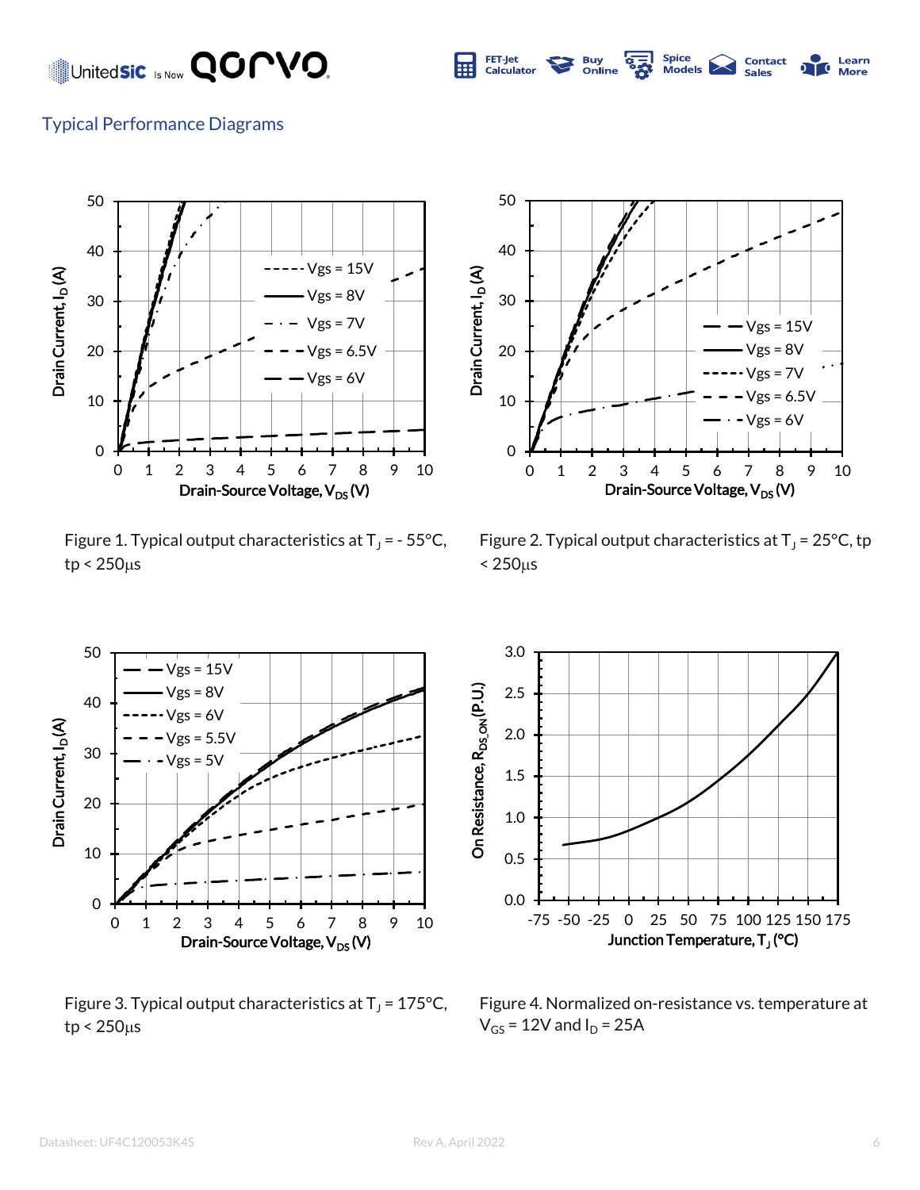## Typical Performance Diagrams

Figure 1. Typical output characteristics at $T_J$ = - 55°C, tp < 250µs

Figure 2. Typical output characteristics at $T_J$ = 25°C, tp < 250µs

Figure 3. Typical output characteristics at $T_J$ = 175°C, tp < 250µs

Figure 4. Normalized on-resistance vs. temperature at $V_{GS}$ = 12V and $I_D$ = 25A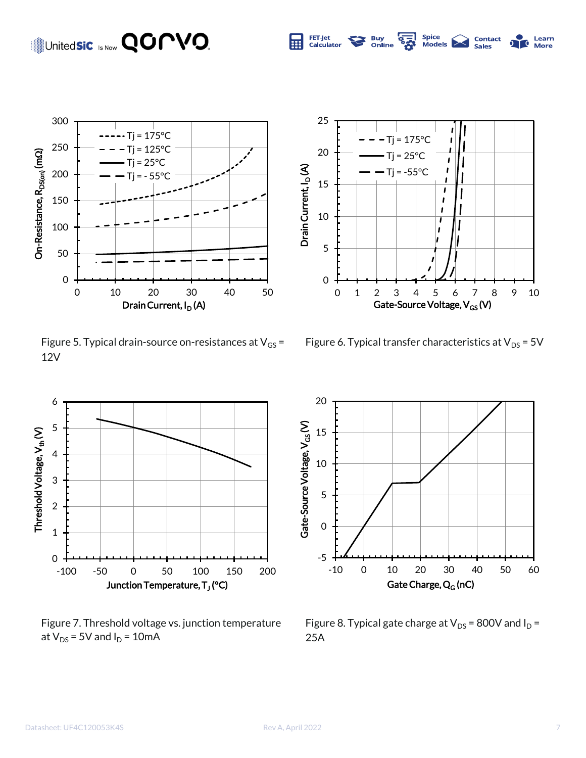Figure 5. Typical drain-source on-resistances at $V_{GS}$ = 12V

Figure 6. Typical transfer characteristics at $V_{DS}$ = 5V

Figure 7. Threshold voltage vs. junction temperature at $V_{DS}$ = 5V and $I_D$ = 10mA

Figure 8. Typical gate charge at $V_{DS}$ = 800V and $I_D$ = 25A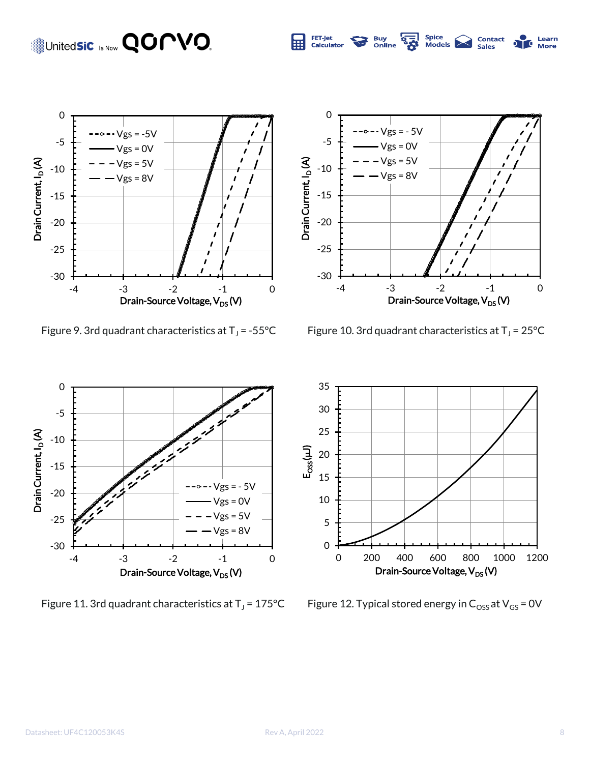Figure 9. 3rd quadrant characteristics at $T_J$ = -55°C

Figure 10. 3rd quadrant characteristics at $T_J$ = 25°C

Figure 11. 3rd quadrant characteristics at $T_J$ = 175°C

Figure 12. Typical stored energy in $C_{OSS}$ at $V_{GS}$ = 0V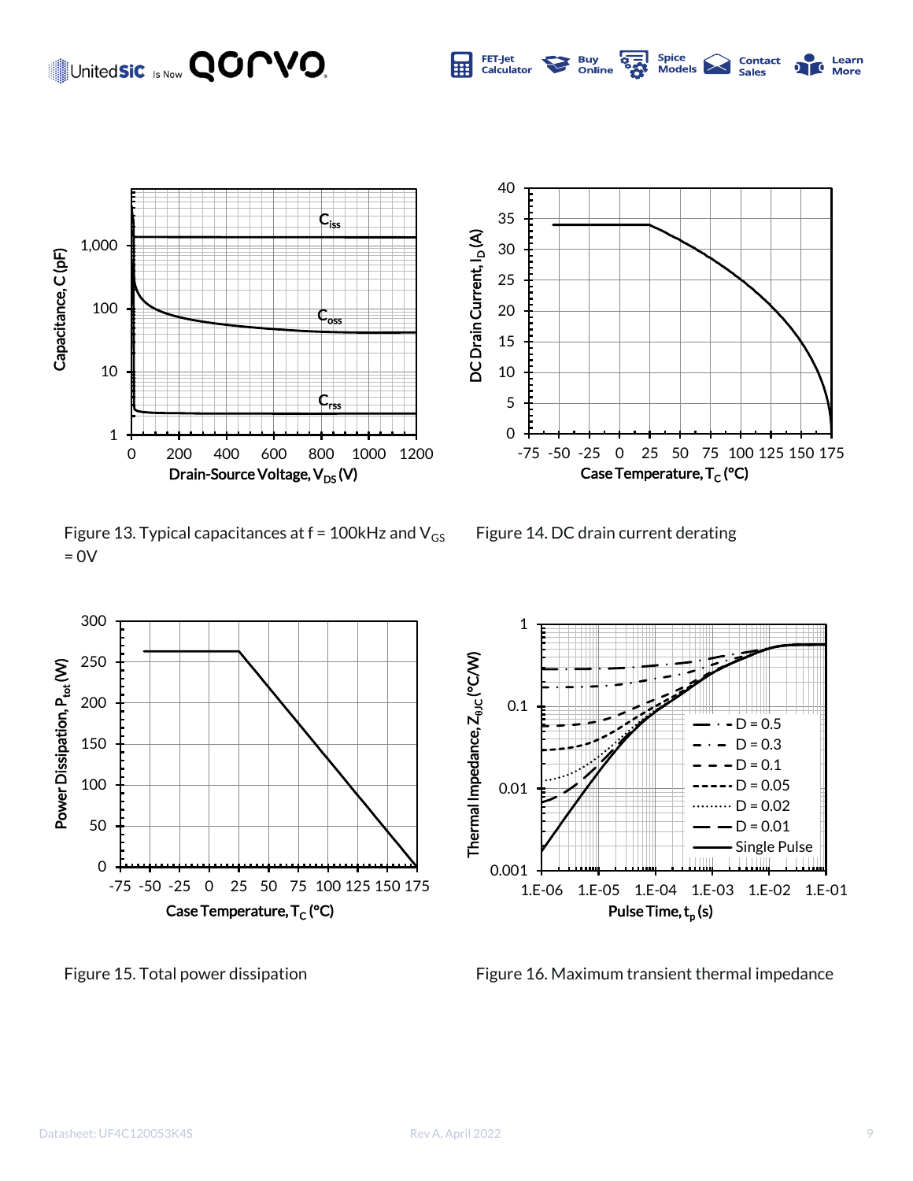Figure 13. Typical capacitances at f = 100kHz and $V_{GS}$ = 0V

Figure 14. DC drain current derating

Figure 15. Total power dissipation

Figure 16. Maximum transient thermal impedance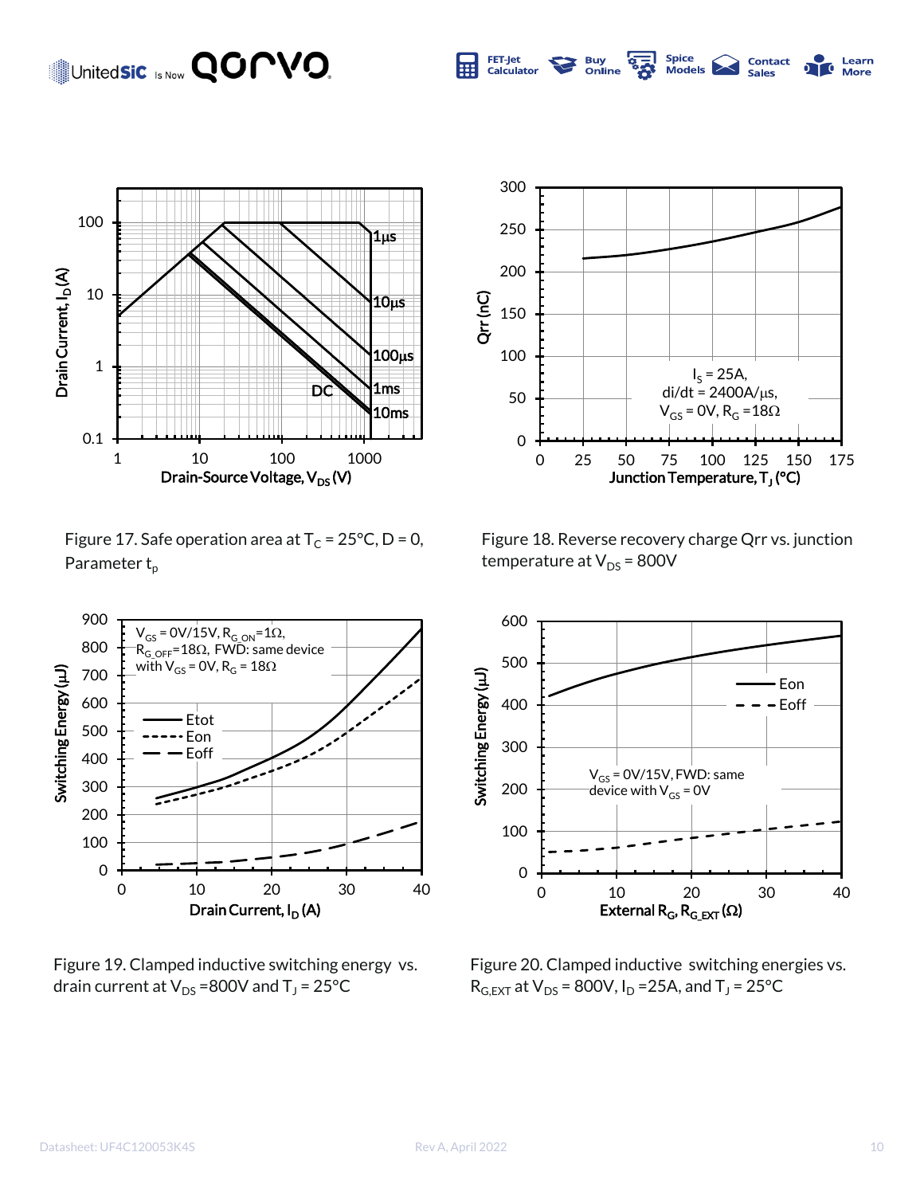Figure 17. Safe operation area at $T_C$ = 25°C, D = 0, Parameter $t_p$

Figure 18. Reverse recovery charge Qrr vs. junction temperature at $V_{DS}$ = 800V

Figure 19. Clamped inductive switching energy vs. drain current at $V_{DS}$ =800V and $T_J$ = 25°C

Figure 20. Clamped inductive switching energies vs. $R_{G,EXT}$ at $V_{DS}$ = 800V, $I_D$ =25A, and $T_J$ = 25°C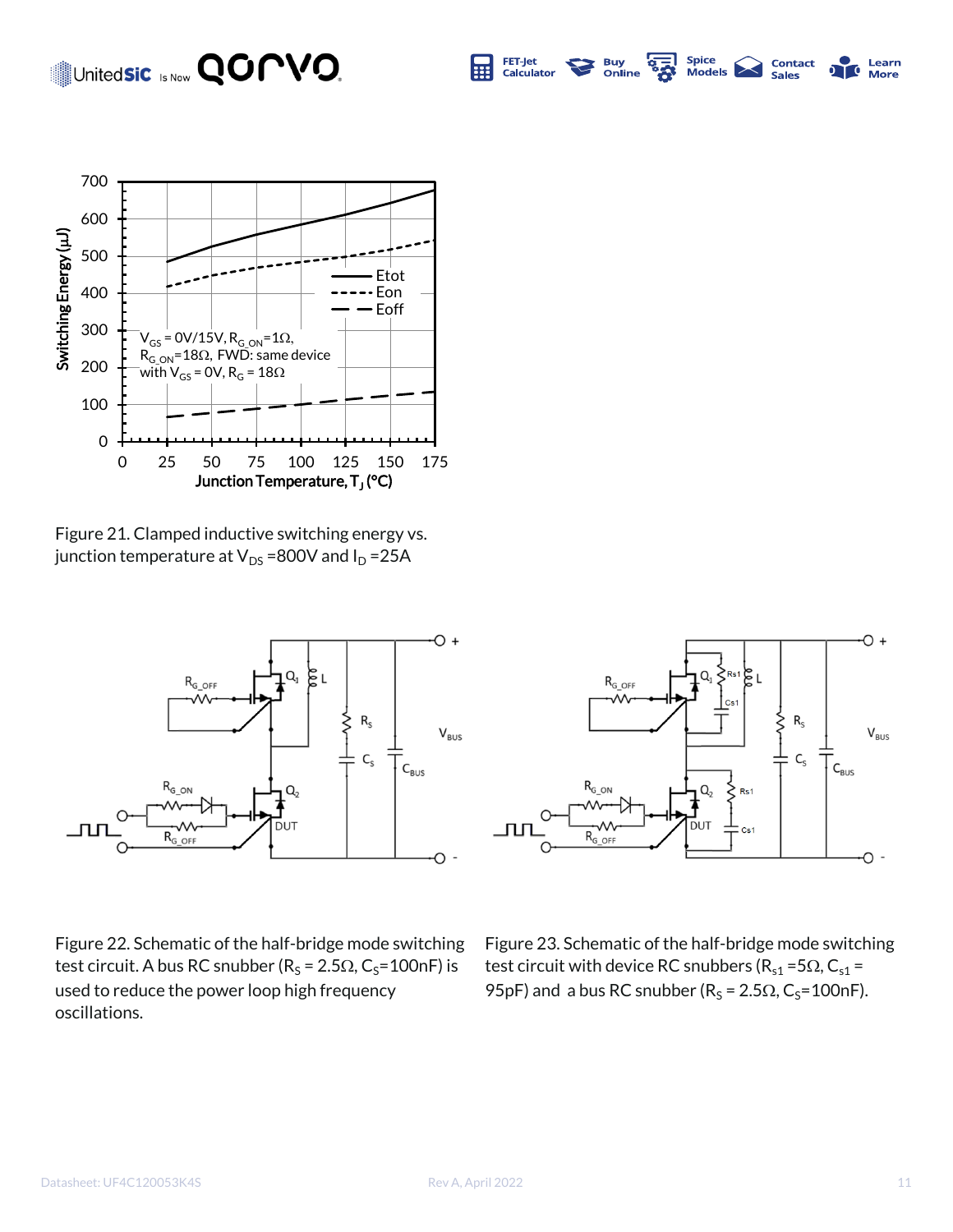Figure 21. Clamped inductive switching energy vs. junction temperature at $V_{DS}$ =800V and $I_D$ =25A

Figure 22. Schematic of the half-bridge mode switching test circuit. A bus RC snubber ($R_S$ = 2.5Ω, $C_S$=100nF) is used to reduce the power loop high frequency oscillations.

Figure 23. Schematic of the half-bridge mode switching test circuit with device RC snubbers ($R_{s1}$ =5Ω, $C_{s1}$ = 95pF) and a bus RC snubber ($R_S$ = 2.5Ω, $C_S$=100nF).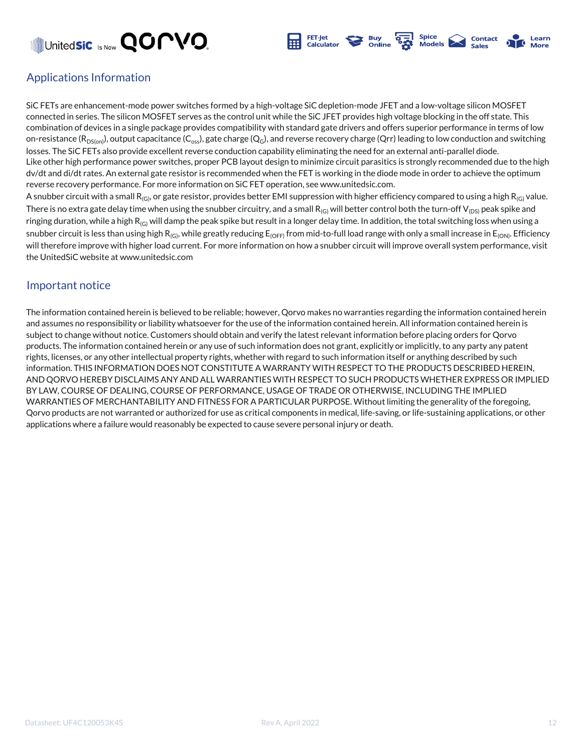## Applications Information

SiC FETs are enhancement-mode power switches formed by a high-voltage SiC depletion-mode JFET and a low-voltage silicon MOSFET connected in series. The silicon MOSFET serves as the control unit while the SiC JFET provides high voltage blocking in the off state. This combination of devices in a single package provides compatibility with standard gate drivers and offers superior performance in terms of low on-resistance ($R_{DS(on)}$), output capacitance ($C_{oss}$), gate charge ($Q_G$), and reverse recovery charge (Qrr) leading to low conduction and switching losses. The SiC FETs also provide excellent reverse conduction capability eliminating the need for an external anti-parallel diode.
Like other high performance power switches, proper PCB layout design to minimize circuit parasitics is strongly recommended due to the high dv/dt and di/dt rates. An external gate resistor is recommended when the FET is working in the diode mode in order to achieve the optimum reverse recovery performance. For more information on SiC FET operation, see www.unitedsic.com.
A snubber circuit with a small $R_{(G)}$, or gate resistor, provides better EMI suppression with higher efficiency compared to using a high $R_{(G)}$ value. There is no extra gate delay time when using the snubber circuitry, and a small $R_{(G)}$ will better control both the turn-off $V_{(DS)}$ peak spike and ringing duration, while a high $R_{(G)}$ will damp the peak spike but result in a longer delay time. In addition, the total switching loss when using a snubber circuit is less than using high $R_{(G)}$, while greatly reducing $E_{(OFF)}$ from mid-to-full load range with only a small increase in $E_{(ON)}$. Efficiency will therefore improve with higher load current. For more information on how a snubber circuit will improve overall system performance, visit the UnitedSiC website at www.unitedsic.com

## Important notice

The information contained herein is believed to be reliable; however, Qorvo makes no warranties regarding the information contained herein and assumes no responsibility or liability whatsoever for the use of the information contained herein. All information contained herein is subject to change without notice. Customers should obtain and verify the latest relevant information before placing orders for Qorvo products. The information contained herein or any use of such information does not grant, explicitly or implicitly, to any party any patent rights, licenses, or any other intellectual property rights, whether with regard to such information itself or anything described by such information. THIS INFORMATION DOES NOT CONSTITUTE A WARRANTY WITH RESPECT TO THE PRODUCTS DESCRIBED HEREIN, AND QORVO HEREBY DISCLAIMS ANY AND ALL WARRANTIES WITH RESPECT TO SUCH PRODUCTS WHETHER EXPRESS OR IMPLIED BY LAW, COURSE OF DEALING, COURSE OF PERFORMANCE, USAGE OF TRADE OR OTHERWISE, INCLUDING THE IMPLIED WARRANTIES OF MERCHANTABILITY AND FITNESS FOR A PARTICULAR PURPOSE. Without limiting the generality of the foregoing, Qorvo products are not warranted or authorized for use as critical components in medical, life-saving, or life-sustaining applications, or other applications where a failure would reasonably be expected to cause severe personal injury or death.